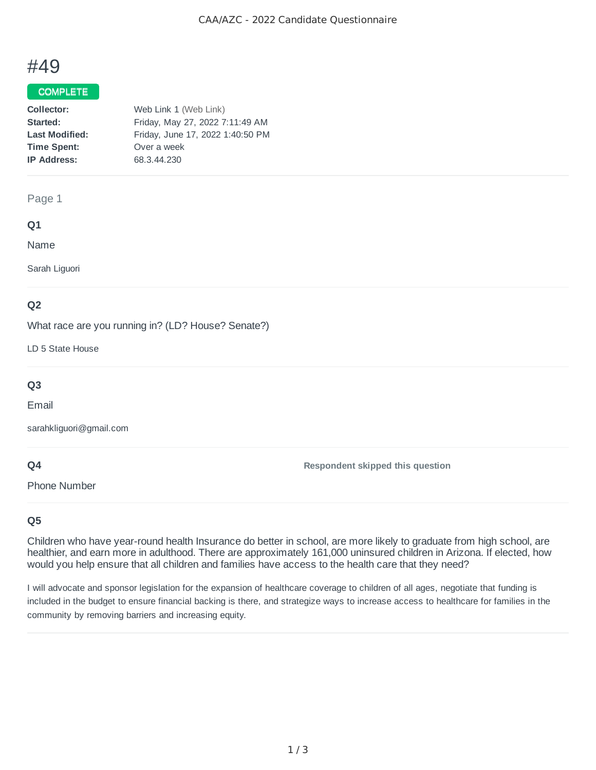# #49

**COMPLETE**

| | |
|---|---|
| **Collector:** | Web Link 1 (Web Link) |
| **Started:** | Friday, May 27, 2022 7:11:49 AM |
| **Last Modified:** | Friday, June 17, 2022 1:40:50 PM |
| **Time Spent:** | Over a week |
| **IP Address:** | 68.3.44.230 |

## Page 1

### Q1

Name

Sarah Liguori

### Q2

What race are you running in? (LD? House? Senate?)

LD 5 State House

### Q3

Email

sarahkliguori@gmail.com

### Q4

Phone Number

**Respondent skipped this question**

### Q5

Children who have year-round health Insurance do better in school, are more likely to graduate from high school, are healthier, and earn more in adulthood. There are approximately 161,000 uninsured children in Arizona. If elected, how would you help ensure that all children and families have access to the health care that they need?

I will advocate and sponsor legislation for the expansion of healthcare coverage to children of all ages, negotiate that funding is included in the budget to ensure financial backing is there, and strategize ways to increase access to healthcare for families in the community by removing barriers and increasing equity.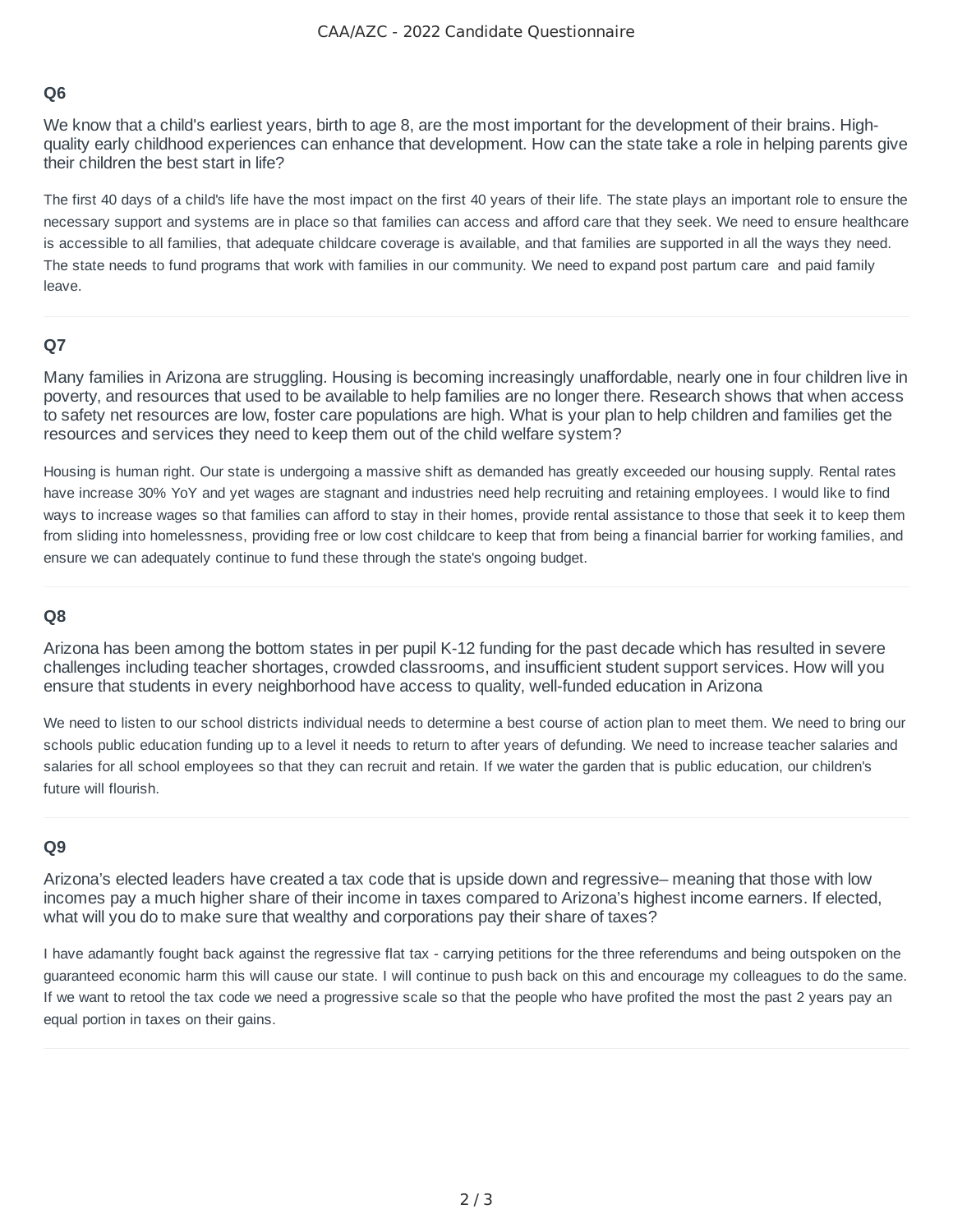## Q6

We know that a child's earliest years, birth to age 8, are the most important for the development of their brains. High-quality early childhood experiences can enhance that development. How can the state take a role in helping parents give their children the best start in life?

The first 40 days of a child's life have the most impact on the first 40 years of their life. The state plays an important role to ensure the necessary support and systems are in place so that families can access and afford care that they seek. We need to ensure healthcare is accessible to all families, that adequate childcare coverage is available, and that families are supported in all the ways they need. The state needs to fund programs that work with families in our community. We need to expand post partum care and paid family leave.

## Q7

Many families in Arizona are struggling. Housing is becoming increasingly unaffordable, nearly one in four children live in poverty, and resources that used to be available to help families are no longer there. Research shows that when access to safety net resources are low, foster care populations are high. What is your plan to help children and families get the resources and services they need to keep them out of the child welfare system?

Housing is human right. Our state is undergoing a massive shift as demanded has greatly exceeded our housing supply. Rental rates have increase 30% YoY and yet wages are stagnant and industries need help recruiting and retaining employees. I would like to find ways to increase wages so that families can afford to stay in their homes, provide rental assistance to those that seek it to keep them from sliding into homelessness, providing free or low cost childcare to keep that from being a financial barrier for working families, and ensure we can adequately continue to fund these through the state's ongoing budget.

## Q8

Arizona has been among the bottom states in per pupil K-12 funding for the past decade which has resulted in severe challenges including teacher shortages, crowded classrooms, and insufficient student support services. How will you ensure that students in every neighborhood have access to quality, well-funded education in Arizona

We need to listen to our school districts individual needs to determine a best course of action plan to meet them. We need to bring our schools public education funding up to a level it needs to return to after years of defunding. We need to increase teacher salaries and salaries for all school employees so that they can recruit and retain. If we water the garden that is public education, our children's future will flourish.

## Q9

Arizona's elected leaders have created a tax code that is upside down and regressive– meaning that those with low incomes pay a much higher share of their income in taxes compared to Arizona's highest income earners. If elected, what will you do to make sure that wealthy and corporations pay their share of taxes?

I have adamantly fought back against the regressive flat tax - carrying petitions for the three referendums and being outspoken on the guaranteed economic harm this will cause our state. I will continue to push back on this and encourage my colleagues to do the same. If we want to retool the tax code we need a progressive scale so that the people who have profited the most the past 2 years pay an equal portion in taxes on their gains.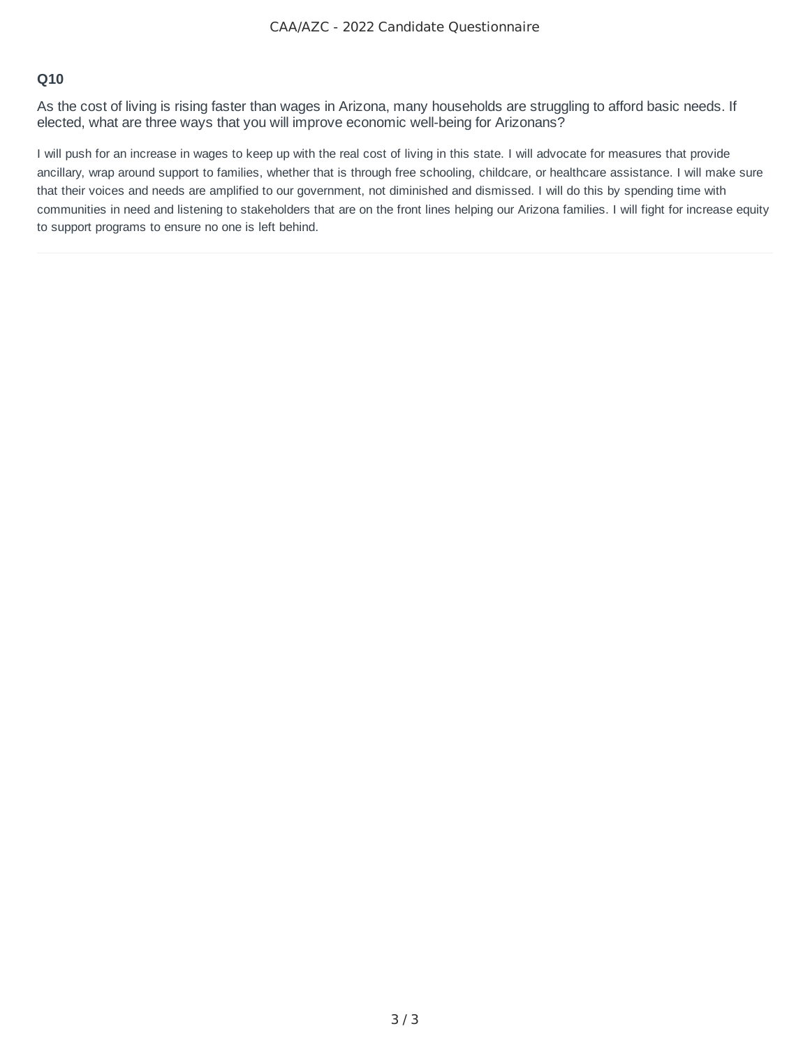## Q10

As the cost of living is rising faster than wages in Arizona, many households are struggling to afford basic needs. If elected, what are three ways that you will improve economic well-being for Arizonans?

I will push for an increase in wages to keep up with the real cost of living in this state. I will advocate for measures that provide ancillary, wrap around support to families, whether that is through free schooling, childcare, or healthcare assistance. I will make sure that their voices and needs are amplified to our government, not diminished and dismissed. I will do this by spending time with communities in need and listening to stakeholders that are on the front lines helping our Arizona families. I will fight for increase equity to support programs to ensure no one is left behind.